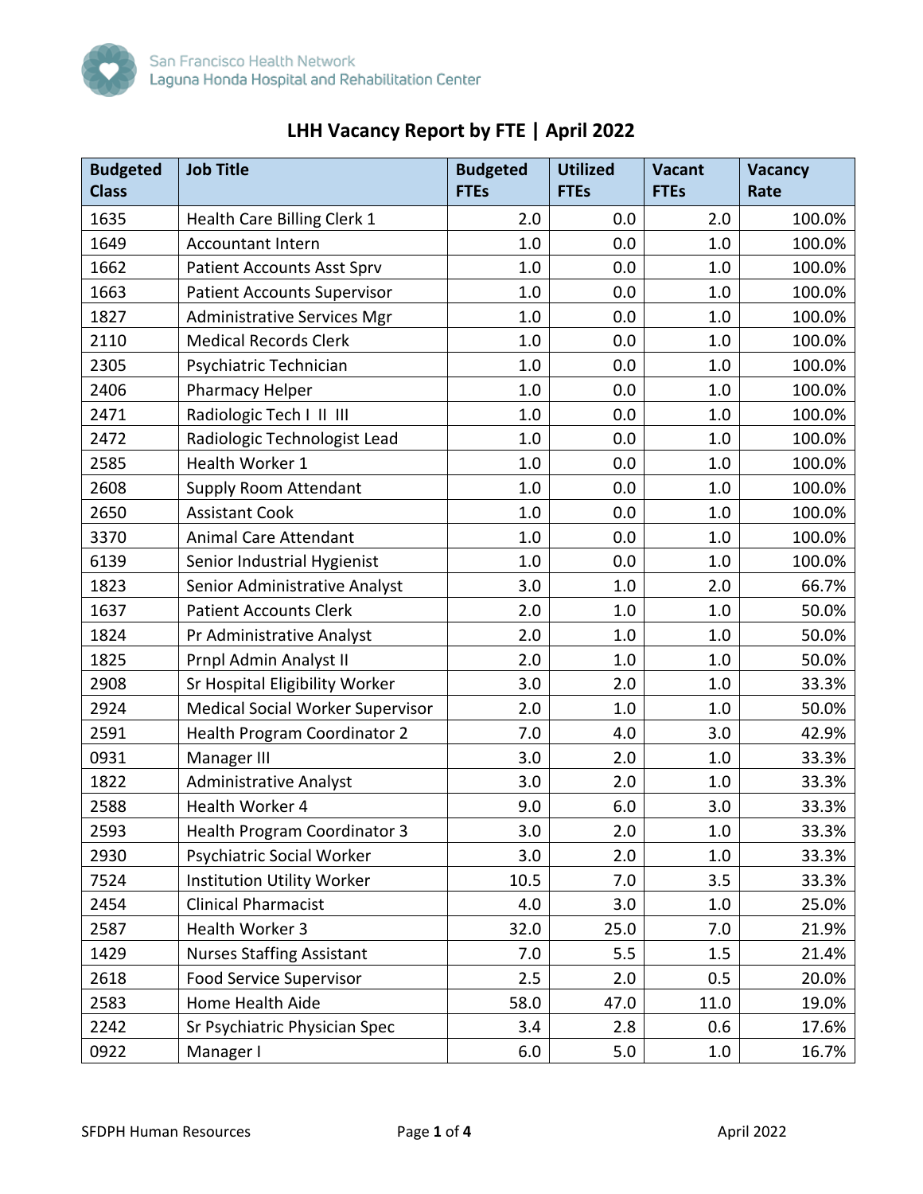San Francisco Health Network
Laguna Honda Hospital and Rehabilitation Center

# LHH Vacancy Report by FTE | April 2022

| Budgeted Class | Job Title | Budgeted FTEs | Utilized FTEs | Vacant FTEs | Vacancy Rate |
|---|---|---|---|---|---|
| 1635 | Health Care Billing Clerk 1 | 2.0 | 0.0 | 2.0 | 100.0% |
| 1649 | Accountant Intern | 1.0 | 0.0 | 1.0 | 100.0% |
| 1662 | Patient Accounts Asst Sprv | 1.0 | 0.0 | 1.0 | 100.0% |
| 1663 | Patient Accounts Supervisor | 1.0 | 0.0 | 1.0 | 100.0% |
| 1827 | Administrative Services Mgr | 1.0 | 0.0 | 1.0 | 100.0% |
| 2110 | Medical Records Clerk | 1.0 | 0.0 | 1.0 | 100.0% |
| 2305 | Psychiatric Technician | 1.0 | 0.0 | 1.0 | 100.0% |
| 2406 | Pharmacy Helper | 1.0 | 0.0 | 1.0 | 100.0% |
| 2471 | Radiologic Tech I II III | 1.0 | 0.0 | 1.0 | 100.0% |
| 2472 | Radiologic Technologist Lead | 1.0 | 0.0 | 1.0 | 100.0% |
| 2585 | Health Worker 1 | 1.0 | 0.0 | 1.0 | 100.0% |
| 2608 | Supply Room Attendant | 1.0 | 0.0 | 1.0 | 100.0% |
| 2650 | Assistant Cook | 1.0 | 0.0 | 1.0 | 100.0% |
| 3370 | Animal Care Attendant | 1.0 | 0.0 | 1.0 | 100.0% |
| 6139 | Senior Industrial Hygienist | 1.0 | 0.0 | 1.0 | 100.0% |
| 1823 | Senior Administrative Analyst | 3.0 | 1.0 | 2.0 | 66.7% |
| 1637 | Patient Accounts Clerk | 2.0 | 1.0 | 1.0 | 50.0% |
| 1824 | Pr Administrative Analyst | 2.0 | 1.0 | 1.0 | 50.0% |
| 1825 | Prnpl Admin Analyst II | 2.0 | 1.0 | 1.0 | 50.0% |
| 2908 | Sr Hospital Eligibility Worker | 3.0 | 2.0 | 1.0 | 33.3% |
| 2924 | Medical Social Worker Supervisor | 2.0 | 1.0 | 1.0 | 50.0% |
| 2591 | Health Program Coordinator 2 | 7.0 | 4.0 | 3.0 | 42.9% |
| 0931 | Manager III | 3.0 | 2.0 | 1.0 | 33.3% |
| 1822 | Administrative Analyst | 3.0 | 2.0 | 1.0 | 33.3% |
| 2588 | Health Worker 4 | 9.0 | 6.0 | 3.0 | 33.3% |
| 2593 | Health Program Coordinator 3 | 3.0 | 2.0 | 1.0 | 33.3% |
| 2930 | Psychiatric Social Worker | 3.0 | 2.0 | 1.0 | 33.3% |
| 7524 | Institution Utility Worker | 10.5 | 7.0 | 3.5 | 33.3% |
| 2454 | Clinical Pharmacist | 4.0 | 3.0 | 1.0 | 25.0% |
| 2587 | Health Worker 3 | 32.0 | 25.0 | 7.0 | 21.9% |
| 1429 | Nurses Staffing Assistant | 7.0 | 5.5 | 1.5 | 21.4% |
| 2618 | Food Service Supervisor | 2.5 | 2.0 | 0.5 | 20.0% |
| 2583 | Home Health Aide | 58.0 | 47.0 | 11.0 | 19.0% |
| 2242 | Sr Psychiatric Physician Spec | 3.4 | 2.8 | 0.6 | 17.6% |
| 0922 | Manager I | 6.0 | 5.0 | 1.0 | 16.7% |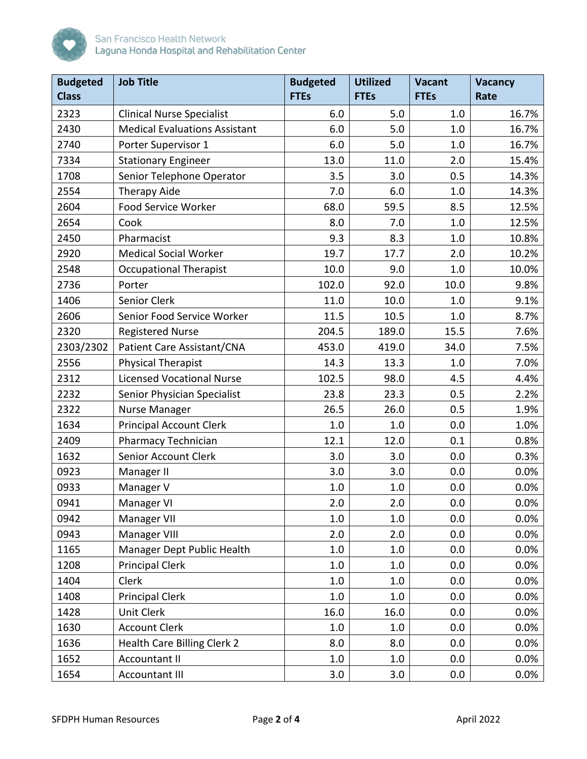| Budgeted Class | Job Title | Budgeted FTEs | Utilized FTEs | Vacant FTEs | Vacancy Rate |
|---|---|---|---|---|---|
| 2323 | Clinical Nurse Specialist | 6.0 | 5.0 | 1.0 | 16.7% |
| 2430 | Medical Evaluations Assistant | 6.0 | 5.0 | 1.0 | 16.7% |
| 2740 | Porter Supervisor 1 | 6.0 | 5.0 | 1.0 | 16.7% |
| 7334 | Stationary Engineer | 13.0 | 11.0 | 2.0 | 15.4% |
| 1708 | Senior Telephone Operator | 3.5 | 3.0 | 0.5 | 14.3% |
| 2554 | Therapy Aide | 7.0 | 6.0 | 1.0 | 14.3% |
| 2604 | Food Service Worker | 68.0 | 59.5 | 8.5 | 12.5% |
| 2654 | Cook | 8.0 | 7.0 | 1.0 | 12.5% |
| 2450 | Pharmacist | 9.3 | 8.3 | 1.0 | 10.8% |
| 2920 | Medical Social Worker | 19.7 | 17.7 | 2.0 | 10.2% |
| 2548 | Occupational Therapist | 10.0 | 9.0 | 1.0 | 10.0% |
| 2736 | Porter | 102.0 | 92.0 | 10.0 | 9.8% |
| 1406 | Senior Clerk | 11.0 | 10.0 | 1.0 | 9.1% |
| 2606 | Senior Food Service Worker | 11.5 | 10.5 | 1.0 | 8.7% |
| 2320 | Registered Nurse | 204.5 | 189.0 | 15.5 | 7.6% |
| 2303/2302 | Patient Care Assistant/CNA | 453.0 | 419.0 | 34.0 | 7.5% |
| 2556 | Physical Therapist | 14.3 | 13.3 | 1.0 | 7.0% |
| 2312 | Licensed Vocational Nurse | 102.5 | 98.0 | 4.5 | 4.4% |
| 2232 | Senior Physician Specialist | 23.8 | 23.3 | 0.5 | 2.2% |
| 2322 | Nurse Manager | 26.5 | 26.0 | 0.5 | 1.9% |
| 1634 | Principal Account Clerk | 1.0 | 1.0 | 0.0 | 1.0% |
| 2409 | Pharmacy Technician | 12.1 | 12.0 | 0.1 | 0.8% |
| 1632 | Senior Account Clerk | 3.0 | 3.0 | 0.0 | 0.3% |
| 0923 | Manager II | 3.0 | 3.0 | 0.0 | 0.0% |
| 0933 | Manager V | 1.0 | 1.0 | 0.0 | 0.0% |
| 0941 | Manager VI | 2.0 | 2.0 | 0.0 | 0.0% |
| 0942 | Manager VII | 1.0 | 1.0 | 0.0 | 0.0% |
| 0943 | Manager VIII | 2.0 | 2.0 | 0.0 | 0.0% |
| 1165 | Manager Dept Public Health | 1.0 | 1.0 | 0.0 | 0.0% |
| 1208 | Principal Clerk | 1.0 | 1.0 | 0.0 | 0.0% |
| 1404 | Clerk | 1.0 | 1.0 | 0.0 | 0.0% |
| 1408 | Principal Clerk | 1.0 | 1.0 | 0.0 | 0.0% |
| 1428 | Unit Clerk | 16.0 | 16.0 | 0.0 | 0.0% |
| 1630 | Account Clerk | 1.0 | 1.0 | 0.0 | 0.0% |
| 1636 | Health Care Billing Clerk 2 | 8.0 | 8.0 | 0.0 | 0.0% |
| 1652 | Accountant II | 1.0 | 1.0 | 0.0 | 0.0% |
| 1654 | Accountant III | 3.0 | 3.0 | 0.0 | 0.0% |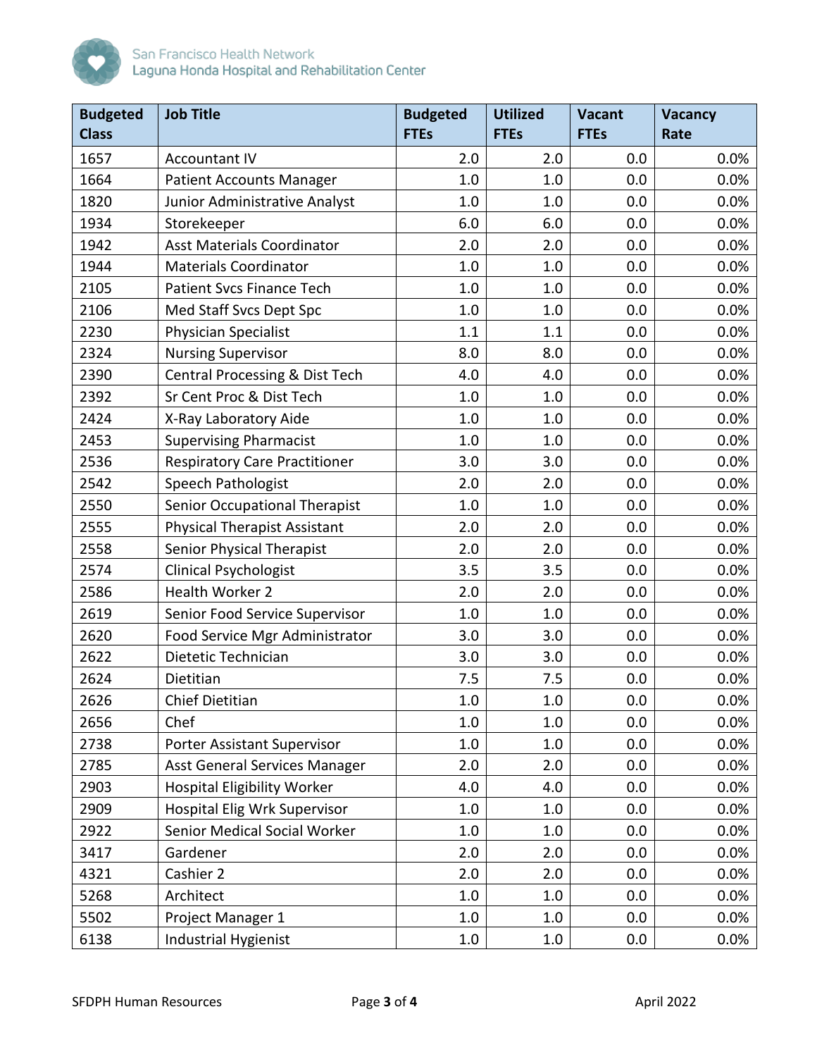| Budgeted Class | Job Title | Budgeted FTEs | Utilized FTEs | Vacant FTEs | Vacancy Rate |
|---|---|---|---|---|---|
| 1657 | Accountant IV | 2.0 | 2.0 | 0.0 | 0.0% |
| 1664 | Patient Accounts Manager | 1.0 | 1.0 | 0.0 | 0.0% |
| 1820 | Junior Administrative Analyst | 1.0 | 1.0 | 0.0 | 0.0% |
| 1934 | Storekeeper | 6.0 | 6.0 | 0.0 | 0.0% |
| 1942 | Asst Materials Coordinator | 2.0 | 2.0 | 0.0 | 0.0% |
| 1944 | Materials Coordinator | 1.0 | 1.0 | 0.0 | 0.0% |
| 2105 | Patient Svcs Finance Tech | 1.0 | 1.0 | 0.0 | 0.0% |
| 2106 | Med Staff Svcs Dept Spc | 1.0 | 1.0 | 0.0 | 0.0% |
| 2230 | Physician Specialist | 1.1 | 1.1 | 0.0 | 0.0% |
| 2324 | Nursing Supervisor | 8.0 | 8.0 | 0.0 | 0.0% |
| 2390 | Central Processing & Dist Tech | 4.0 | 4.0 | 0.0 | 0.0% |
| 2392 | Sr Cent Proc & Dist Tech | 1.0 | 1.0 | 0.0 | 0.0% |
| 2424 | X-Ray Laboratory Aide | 1.0 | 1.0 | 0.0 | 0.0% |
| 2453 | Supervising Pharmacist | 1.0 | 1.0 | 0.0 | 0.0% |
| 2536 | Respiratory Care Practitioner | 3.0 | 3.0 | 0.0 | 0.0% |
| 2542 | Speech Pathologist | 2.0 | 2.0 | 0.0 | 0.0% |
| 2550 | Senior Occupational Therapist | 1.0 | 1.0 | 0.0 | 0.0% |
| 2555 | Physical Therapist Assistant | 2.0 | 2.0 | 0.0 | 0.0% |
| 2558 | Senior Physical Therapist | 2.0 | 2.0 | 0.0 | 0.0% |
| 2574 | Clinical Psychologist | 3.5 | 3.5 | 0.0 | 0.0% |
| 2586 | Health Worker 2 | 2.0 | 2.0 | 0.0 | 0.0% |
| 2619 | Senior Food Service Supervisor | 1.0 | 1.0 | 0.0 | 0.0% |
| 2620 | Food Service Mgr Administrator | 3.0 | 3.0 | 0.0 | 0.0% |
| 2622 | Dietetic Technician | 3.0 | 3.0 | 0.0 | 0.0% |
| 2624 | Dietitian | 7.5 | 7.5 | 0.0 | 0.0% |
| 2626 | Chief Dietitian | 1.0 | 1.0 | 0.0 | 0.0% |
| 2656 | Chef | 1.0 | 1.0 | 0.0 | 0.0% |
| 2738 | Porter Assistant Supervisor | 1.0 | 1.0 | 0.0 | 0.0% |
| 2785 | Asst General Services Manager | 2.0 | 2.0 | 0.0 | 0.0% |
| 2903 | Hospital Eligibility Worker | 4.0 | 4.0 | 0.0 | 0.0% |
| 2909 | Hospital Elig Wrk Supervisor | 1.0 | 1.0 | 0.0 | 0.0% |
| 2922 | Senior Medical Social Worker | 1.0 | 1.0 | 0.0 | 0.0% |
| 3417 | Gardener | 2.0 | 2.0 | 0.0 | 0.0% |
| 4321 | Cashier 2 | 2.0 | 2.0 | 0.0 | 0.0% |
| 5268 | Architect | 1.0 | 1.0 | 0.0 | 0.0% |
| 5502 | Project Manager 1 | 1.0 | 1.0 | 0.0 | 0.0% |
| 6138 | Industrial Hygienist | 1.0 | 1.0 | 0.0 | 0.0% |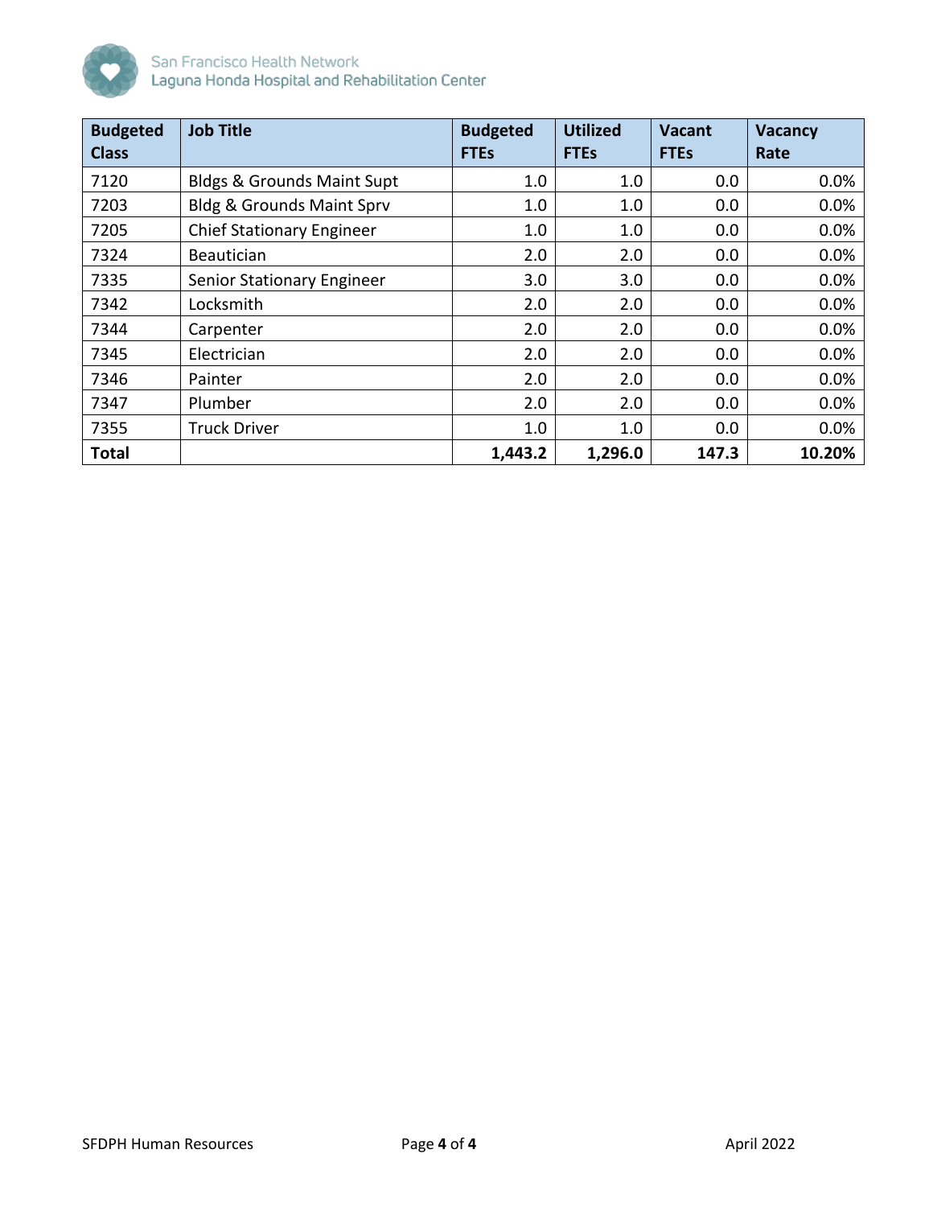| Budgeted Class | Job Title | Budgeted FTEs | Utilized FTEs | Vacant FTEs | Vacancy Rate |
|---|---|---|---|---|---|
| 7120 | Bldgs & Grounds Maint Supt | 1.0 | 1.0 | 0.0 | 0.0% |
| 7203 | Bldg & Grounds Maint Sprv | 1.0 | 1.0 | 0.0 | 0.0% |
| 7205 | Chief Stationary Engineer | 1.0 | 1.0 | 0.0 | 0.0% |
| 7324 | Beautician | 2.0 | 2.0 | 0.0 | 0.0% |
| 7335 | Senior Stationary Engineer | 3.0 | 3.0 | 0.0 | 0.0% |
| 7342 | Locksmith | 2.0 | 2.0 | 0.0 | 0.0% |
| 7344 | Carpenter | 2.0 | 2.0 | 0.0 | 0.0% |
| 7345 | Electrician | 2.0 | 2.0 | 0.0 | 0.0% |
| 7346 | Painter | 2.0 | 2.0 | 0.0 | 0.0% |
| 7347 | Plumber | 2.0 | 2.0 | 0.0 | 0.0% |
| 7355 | Truck Driver | 1.0 | 1.0 | 0.0 | 0.0% |
| **Total** | | **1,443.2** | **1,296.0** | **147.3** | **10.20%** |